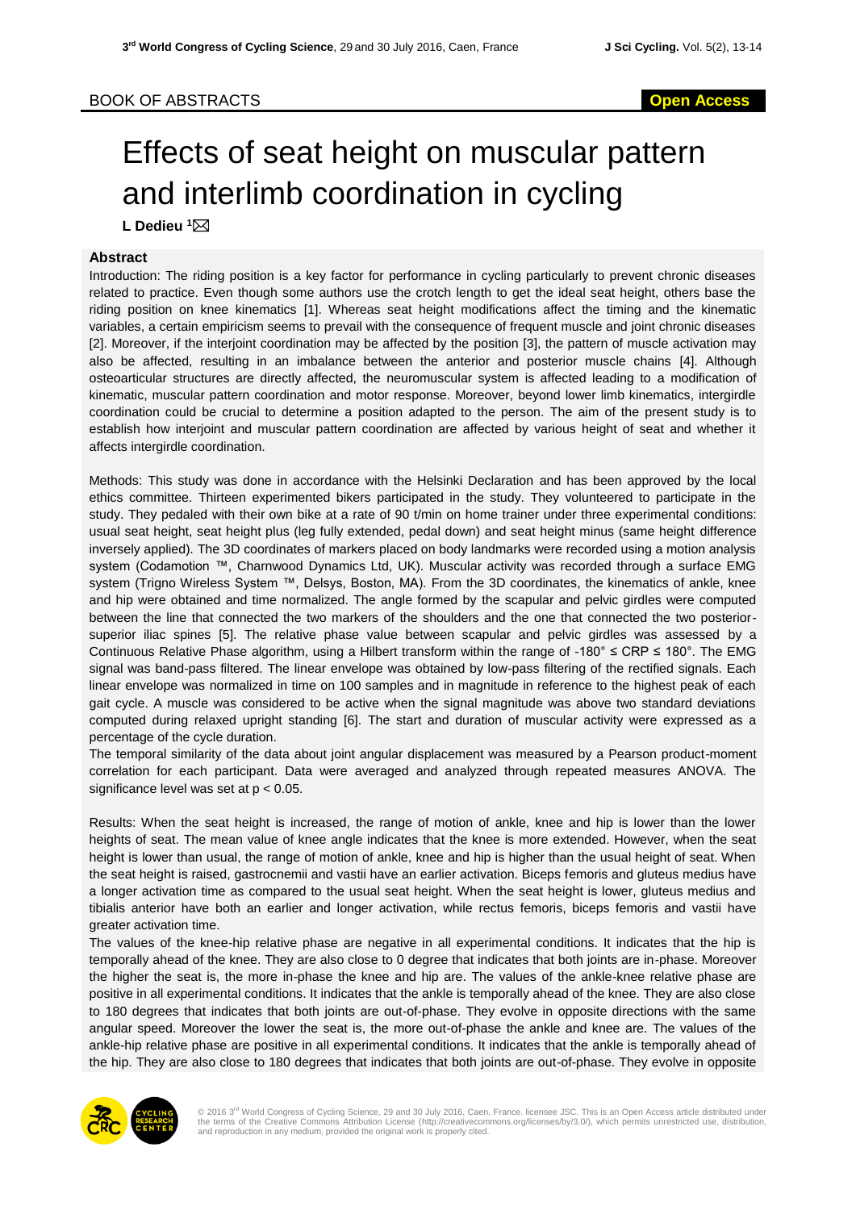BOOK OF ABSTRACTS

Open Access

# Effects of seat height on muscular pattern and interlimb coordination in cycling

**L Dedieu [1]**

## Abstract

Introduction: The riding position is a key factor for performance in cycling particularly to prevent chronic diseases related to practice. Even though some authors use the crotch length to get the ideal seat height, others base the riding position on knee kinematics [1]. Whereas seat height modifications affect the timing and the kinematic variables, a certain empiricism seems to prevail with the consequence of frequent muscle and joint chronic diseases [2]. Moreover, if the interjoint coordination may be affected by the position [3], the pattern of muscle activation may also be affected, resulting in an imbalance between the anterior and posterior muscle chains [4]. Although osteoarticular structures are directly affected, the neuromuscular system is affected leading to a modification of kinematic, muscular pattern coordination and motor response. Moreover, beyond lower limb kinematics, intergirdle coordination could be crucial to determine a position adapted to the person. The aim of the present study is to establish how interjoint and muscular pattern coordination are affected by various height of seat and whether it affects intergirdle coordination.

Methods: This study was done in accordance with the Helsinki Declaration and has been approved by the local ethics committee. Thirteen experimented bikers participated in the study. They volunteered to participate in the study. They pedaled with their own bike at a rate of 90 t/min on home trainer under three experimental conditions: usual seat height, seat height plus (leg fully extended, pedal down) and seat height minus (same height difference inversely applied). The 3D coordinates of markers placed on body landmarks were recorded using a motion analysis system (Codamotion ™, Charnwood Dynamics Ltd, UK). Muscular activity was recorded through a surface EMG system (Trigno Wireless System ™, Delsys, Boston, MA). From the 3D coordinates, the kinematics of ankle, knee and hip were obtained and time normalized. The angle formed by the scapular and pelvic girdles were computed between the line that connected the two markers of the shoulders and the one that connected the two posterior-superior iliac spines [5]. The relative phase value between scapular and pelvic girdles was assessed by a Continuous Relative Phase algorithm, using a Hilbert transform within the range of $-180° \leq CRP \leq 180°$. The EMG signal was band-pass filtered. The linear envelope was obtained by low-pass filtering of the rectified signals. Each linear envelope was normalized in time on 100 samples and in magnitude in reference to the highest peak of each gait cycle. A muscle was considered to be active when the signal magnitude was above two standard deviations computed during relaxed upright standing [6]. The start and duration of muscular activity were expressed as a percentage of the cycle duration.

The temporal similarity of the data about joint angular displacement was measured by a Pearson product-moment correlation for each participant. Data were averaged and analyzed through repeated measures ANOVA. The significance level was set at $p < 0.05$.

Results: When the seat height is increased, the range of motion of ankle, knee and hip is lower than the lower heights of seat. The mean value of knee angle indicates that the knee is more extended. However, when the seat height is lower than usual, the range of motion of ankle, knee and hip is higher than the usual height of seat. When the seat height is raised, gastrocnemii and vastii have an earlier activation. Biceps femoris and gluteus medius have a longer activation time as compared to the usual seat height. When the seat height is lower, gluteus medius and tibialis anterior have both an earlier and longer activation, while rectus femoris, biceps femoris and vastii have greater activation time.

The values of the knee-hip relative phase are negative in all experimental conditions. It indicates that the hip is temporally ahead of the knee. They are also close to 0 degree that indicates that both joints are in-phase. Moreover the higher the seat is, the more in-phase the knee and hip are. The values of the ankle-knee relative phase are positive in all experimental conditions. It indicates that the ankle is temporally ahead of the knee. They are also close to 180 degrees that indicates that both joints are out-of-phase. They evolve in opposite directions with the same angular speed. Moreover the lower the seat is, the more out-of-phase the ankle and knee are. The values of the ankle-hip relative phase are positive in all experimental conditions. It indicates that the ankle is temporally ahead of the hip. They are also close to 180 degrees that indicates that both joints are out-of-phase. They evolve in opposite

© 2016 3rd World Congress of Cycling Science, 29 and 30 July 2016, Caen, France. licensee JSC. This is an Open Access article distributed under the terms of the Creative Commons Attribution License (http://creativecommons.org/licenses/by/3.0/), which permits unrestricted use, distribution, and reproduction in any medium, provided the original work is properly cited.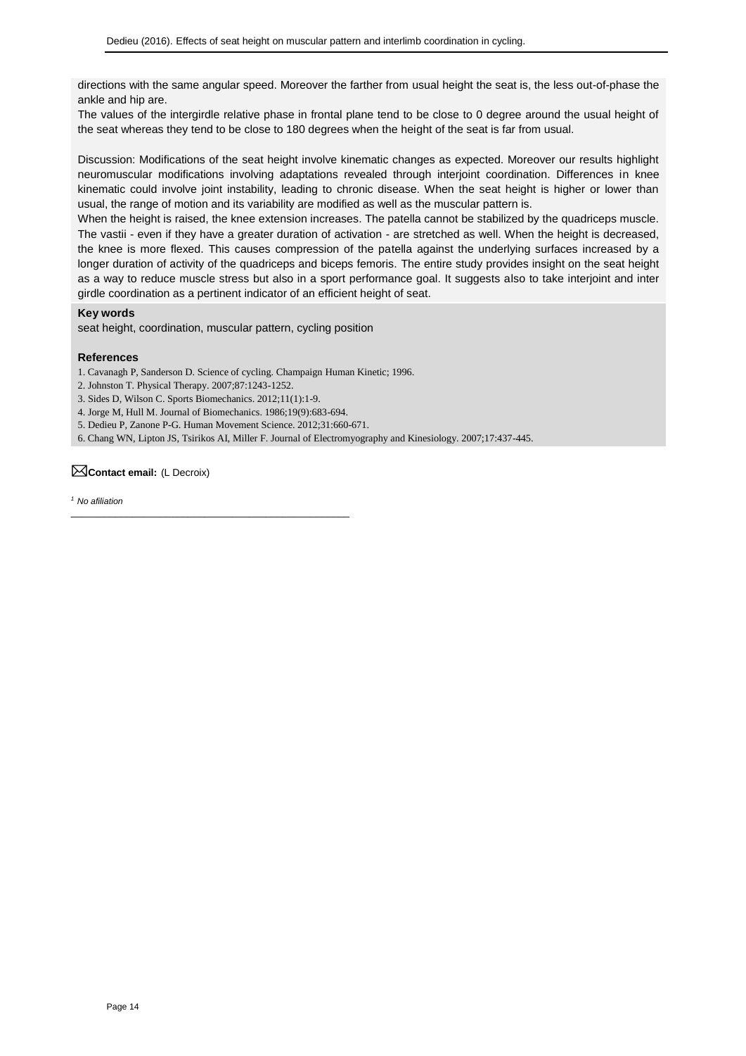directions with the same angular speed. Moreover the farther from usual height the seat is, the less out-of-phase the ankle and hip are.

The values of the intergirdle relative phase in frontal plane tend to be close to 0 degree around the usual height of the seat whereas they tend to be close to 180 degrees when the height of the seat is far from usual.

Discussion: Modifications of the seat height involve kinematic changes as expected. Moreover our results highlight neuromuscular modifications involving adaptations revealed through interjoint coordination. Differences in knee kinematic could involve joint instability, leading to chronic disease. When the seat height is higher or lower than usual, the range of motion and its variability are modified as well as the muscular pattern is.

When the height is raised, the knee extension increases. The patella cannot be stabilized by the quadriceps muscle. The vastii - even if they have a greater duration of activation - are stretched as well. When the height is decreased, the knee is more flexed. This causes compression of the patella against the underlying surfaces increased by a longer duration of activity of the quadriceps and biceps femoris. The entire study provides insight on the seat height as a way to reduce muscle stress but also in a sport performance goal. It suggests also to take interjoint and inter girdle coordination as a pertinent indicator of an efficient height of seat.

**Key words**

seat height, coordination, muscular pattern, cycling position

**References**

1. Cavanagh P, Sanderson D. Science of cycling. Champaign Human Kinetic; 1996.
2. Johnston T. Physical Therapy. 2007;87:1243-1252.
3. Sides D, Wilson C. Sports Biomechanics. 2012;11(1):1-9.
4. Jorge M, Hull M. Journal of Biomechanics. 1986;19(9):683-694.
5. Dedieu P, Zanone P-G. Human Movement Science. 2012;31:660-671.
6. Chang WN, Lipton JS, Tsirikos AI, Miller F. Journal of Electromyography and Kinesiology. 2007;17:437-445.

✉ **Contact email:** (L Decroix)

[1] *No afiliation*